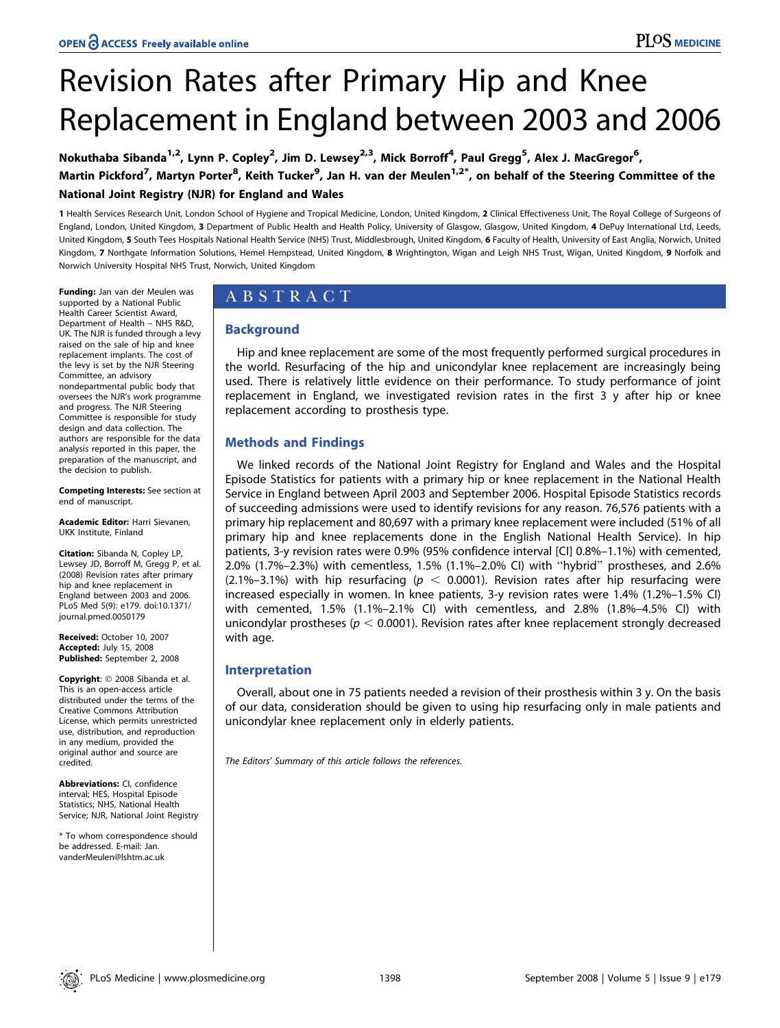# Revision Rates after Primary Hip and Knee Replacement in England between 2003 and 2006

**Nokuthaba Sibanda[1,2], Lynn P. Copley[2], Jim D. Lewsey[2,3], Mick Borroff[4], Paul Gregg[5], Alex J. MacGregor[6], Martin Pickford[7], Martyn Porter[8], Keith Tucker[9], Jan H. van der Meulen[1,2]*, on behalf of the Steering Committee of the National Joint Registry (NJR) for England and Wales**

1 Health Services Research Unit, London School of Hygiene and Tropical Medicine, London, United Kingdom, 2 Clinical Effectiveness Unit, The Royal College of Surgeons of England, London, United Kingdom, 3 Department of Public Health and Health Policy, University of Glasgow, Glasgow, United Kingdom, 4 DePuy International Ltd, Leeds, United Kingdom, 5 South Tees Hospitals National Health Service (NHS) Trust, Middlesbrough, United Kingdom, 6 Faculty of Health, University of East Anglia, Norwich, United Kingdom, 7 Northgate Information Solutions, Hemel Hempstead, United Kingdom, 8 Wrightington, Wigan and Leigh NHS Trust, Wigan, United Kingdom, 9 Norfolk and Norwich University Hospital NHS Trust, Norwich, United Kingdom

## ABSTRACT

### Background

Hip and knee replacement are some of the most frequently performed surgical procedures in the world. Resurfacing of the hip and unicondylar knee replacement are increasingly being used. There is relatively little evidence on their performance. To study performance of joint replacement in England, we investigated revision rates in the first 3 y after hip or knee replacement according to prosthesis type.

### Methods and Findings

We linked records of the National Joint Registry for England and Wales and the Hospital Episode Statistics for patients with a primary hip or knee replacement in the National Health Service in England between April 2003 and September 2006. Hospital Episode Statistics records of succeeding admissions were used to identify revisions for any reason. 76,576 patients with a primary hip replacement and 80,697 with a primary knee replacement were included (51% of all primary hip and knee replacements done in the English National Health Service). In hip patients, 3-y revision rates were 0.9% (95% confidence interval [CI] 0.8%–1.1%) with cemented, 2.0% (1.7%–2.3%) with cementless, 1.5% (1.1%–2.0% CI) with "hybrid" prostheses, and 2.6% (2.1%–3.1%) with hip resurfacing ($p < 0.0001$). Revision rates after hip resurfacing were increased especially in women. In knee patients, 3-y revision rates were 1.4% (1.2%–1.5% CI) with cemented, 1.5% (1.1%–2.1% CI) with cementless, and 2.8% (1.8%–4.5% CI) with unicondylar prostheses ($p < 0.0001$). Revision rates after knee replacement strongly decreased with age.

### Interpretation

Overall, about one in 75 patients needed a revision of their prosthesis within 3 y. On the basis of our data, consideration should be given to using hip resurfacing only in male patients and unicondylar knee replacement only in elderly patients.

*The Editors' Summary of this article follows the references.*

**Funding:** Jan van der Meulen was supported by a National Public Health Career Scientist Award, Department of Health – NHS R&D, UK. The NJR is funded through a levy raised on the sale of hip and knee replacement implants. The cost of the levy is set by the NJR Steering Committee, an advisory nondepartmental public body that oversees the NJR's work programme and progress. The NJR Steering Committee is responsible for study design and data collection. The authors are responsible for the data analysis reported in this paper, the preparation of the manuscript, and the decision to publish.

**Competing Interests:** See section at end of manuscript.

**Academic Editor:** Harri Sievanen, UKK Institute, Finland

**Citation:** Sibanda N, Copley LP, Lewsey JD, Borroff M, Gregg P, et al. (2008) Revision rates after primary hip and knee replacement in England between 2003 and 2006. PLoS Med 5(9): e179. doi:10.1371/journal.pmed.0050179

**Received:** October 10, 2007
**Accepted:** July 15, 2008
**Published:** September 2, 2008

**Copyright:** © 2008 Sibanda et al. This is an open-access article distributed under the terms of the Creative Commons Attribution License, which permits unrestricted use, distribution, and reproduction in any medium, provided the original author and source are credited.

**Abbreviations:** CI, confidence interval; HES, Hospital Episode Statistics; NHS, National Health Service; NJR, National Joint Registry

\* To whom correspondence should be addressed. E-mail: Jan.vanderMeulen@lshtm.ac.uk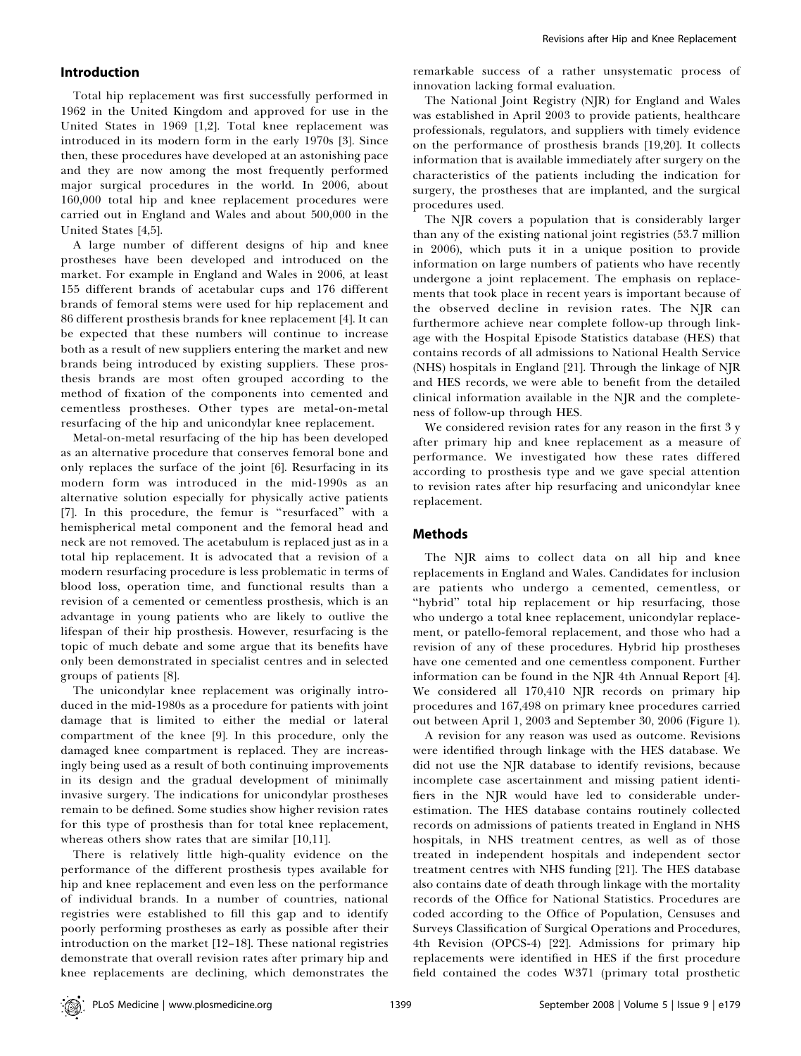## Introduction

Total hip replacement was first successfully performed in 1962 in the United Kingdom and approved for use in the United States in 1969 [1,2]. Total knee replacement was introduced in its modern form in the early 1970s [3]. Since then, these procedures have developed at an astonishing pace and they are now among the most frequently performed major surgical procedures in the world. In 2006, about 160,000 total hip and knee replacement procedures were carried out in England and Wales and about 500,000 in the United States [4,5].

A large number of different designs of hip and knee prostheses have been developed and introduced on the market. For example in England and Wales in 2006, at least 155 different brands of acetabular cups and 176 different brands of femoral stems were used for hip replacement and 86 different prosthesis brands for knee replacement [4]. It can be expected that these numbers will continue to increase both as a result of new suppliers entering the market and new brands being introduced by existing suppliers. These prosthesis brands are most often grouped according to the method of fixation of the components into cemented and cementless prostheses. Other types are metal-on-metal resurfacing of the hip and unicondylar knee replacement.

Metal-on-metal resurfacing of the hip has been developed as an alternative procedure that conserves femoral bone and only replaces the surface of the joint [6]. Resurfacing in its modern form was introduced in the mid-1990s as an alternative solution especially for physically active patients [7]. In this procedure, the femur is "resurfaced" with a hemispherical metal component and the femoral head and neck are not removed. The acetabulum is replaced just as in a total hip replacement. It is advocated that a revision of a modern resurfacing procedure is less problematic in terms of blood loss, operation time, and functional results than a revision of a cemented or cementless prosthesis, which is an advantage in young patients who are likely to outlive the lifespan of their hip prosthesis. However, resurfacing is the topic of much debate and some argue that its benefits have only been demonstrated in specialist centres and in selected groups of patients [8].

The unicondylar knee replacement was originally introduced in the mid-1980s as a procedure for patients with joint damage that is limited to either the medial or lateral compartment of the knee [9]. In this procedure, only the damaged knee compartment is replaced. They are increasingly being used as a result of both continuing improvements in its design and the gradual development of minimally invasive surgery. The indications for unicondylar prostheses remain to be defined. Some studies show higher revision rates for this type of prosthesis than for total knee replacement, whereas others show rates that are similar [10,11].

There is relatively little high-quality evidence on the performance of the different prosthesis types available for hip and knee replacement and even less on the performance of individual brands. In a number of countries, national registries were established to fill this gap and to identify poorly performing prostheses as early as possible after their introduction on the market [12–18]. These national registries demonstrate that overall revision rates after primary hip and knee replacements are declining, which demonstrates the remarkable success of a rather unsystematic process of innovation lacking formal evaluation.

The National Joint Registry (NJR) for England and Wales was established in April 2003 to provide patients, healthcare professionals, regulators, and suppliers with timely evidence on the performance of prosthesis brands [19,20]. It collects information that is available immediately after surgery on the characteristics of the patients including the indication for surgery, the prostheses that are implanted, and the surgical procedures used.

The NJR covers a population that is considerably larger than any of the existing national joint registries (53.7 million in 2006), which puts it in a unique position to provide information on large numbers of patients who have recently undergone a joint replacement. The emphasis on replacements that took place in recent years is important because of the observed decline in revision rates. The NJR can furthermore achieve near complete follow-up through linkage with the Hospital Episode Statistics database (HES) that contains records of all admissions to National Health Service (NHS) hospitals in England [21]. Through the linkage of NJR and HES records, we were able to benefit from the detailed clinical information available in the NJR and the completeness of follow-up through HES.

We considered revision rates for any reason in the first 3 y after primary hip and knee replacement as a measure of performance. We investigated how these rates differed according to prosthesis type and we gave special attention to revision rates after hip resurfacing and unicondylar knee replacement.

## Methods

The NJR aims to collect data on all hip and knee replacements in England and Wales. Candidates for inclusion are patients who undergo a cemented, cementless, or "hybrid" total hip replacement or hip resurfacing, those who undergo a total knee replacement, unicondylar replacement, or patello-femoral replacement, and those who had a revision of any of these procedures. Hybrid hip prostheses have one cemented and one cementless component. Further information can be found in the NJR 4th Annual Report [4]. We considered all 170,410 NJR records on primary hip procedures and 167,498 on primary knee procedures carried out between April 1, 2003 and September 30, 2006 (Figure 1).

A revision for any reason was used as outcome. Revisions were identified through linkage with the HES database. We did not use the NJR database to identify revisions, because incomplete case ascertainment and missing patient identifiers in the NJR would have led to considerable underestimation. The HES database contains routinely collected records on admissions of patients treated in England in NHS hospitals, in NHS treatment centres, as well as of those treated in independent hospitals and independent sector treatment centres with NHS funding [21]. The HES database also contains date of death through linkage with the mortality records of the Office for National Statistics. Procedures are coded according to the Office of Population, Censuses and Surveys Classification of Surgical Operations and Procedures, 4th Revision (OPCS-4) [22]. Admissions for primary hip replacements were identified in HES if the first procedure field contained the codes W371 (primary total prosthetic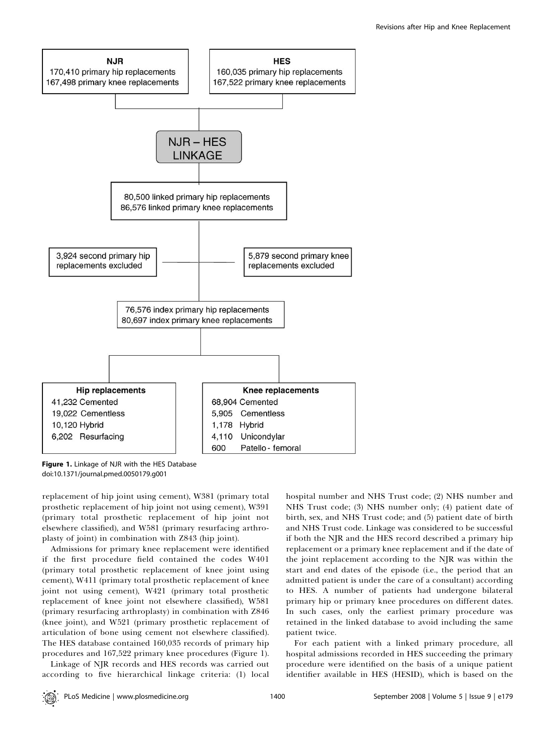**NJR**
170,410 primary hip replacements
167,498 primary knee replacements

**HES**
160,035 primary hip replacements
167,522 primary knee replacements

**NJR – HES LINKAGE**

80,500 linked primary hip replacements
86,576 linked primary knee replacements

3,924 second primary hip replacements excluded

5,879 second primary knee replacements excluded

76,576 index primary hip replacements
80,697 index primary knee replacements

**Hip replacements**
41,232 Cemented
19,022 Cementless
10,120 Hybrid
6,202 Resurfacing

**Knee replacements**
68,904 Cemented
5,905 Cementless
1,178 Hybrid
4,110 Unicondylar
600 Patello - femoral

**Figure 1.** Linkage of NJR with the HES Database
doi:10.1371/journal.pmed.0050179.g001

replacement of hip joint using cement), W381 (primary total prosthetic replacement of hip joint not using cement), W391 (primary total prosthetic replacement of hip joint not elsewhere classified), and W581 (primary resurfacing arthroplasty of joint) in combination with Z843 (hip joint).

Admissions for primary knee replacement were identified if the first procedure field contained the codes W401 (primary total prosthetic replacement of knee joint using cement), W411 (primary total prosthetic replacement of knee joint not using cement), W421 (primary total prosthetic replacement of knee joint not elsewhere classified), W581 (primary resurfacing arthroplasty) in combination with Z846 (knee joint), and W521 (primary prosthetic replacement of articulation of bone using cement not elsewhere classified). The HES database contained 160,035 records of primary hip procedures and 167,522 primary knee procedures (Figure 1).

Linkage of NJR records and HES records was carried out according to five hierarchical linkage criteria: (1) local hospital number and NHS Trust code; (2) NHS number and NHS Trust code; (3) NHS number only; (4) patient date of birth, sex, and NHS Trust code; and (5) patient date of birth and NHS Trust code. Linkage was considered to be successful if both the NJR and the HES record described a primary hip replacement or a primary knee replacement and if the date of the joint replacement according to the NJR was within the start and end dates of the episode (i.e., the period that an admitted patient is under the care of a consultant) according to HES. A number of patients had undergone bilateral primary hip or primary knee procedures on different dates. In such cases, only the earliest primary procedure was retained in the linked database to avoid including the same patient twice.

For each patient with a linked primary procedure, all hospital admissions recorded in HES succeeding the primary procedure were identified on the basis of a unique patient identifier available in HES (HESID), which is based on the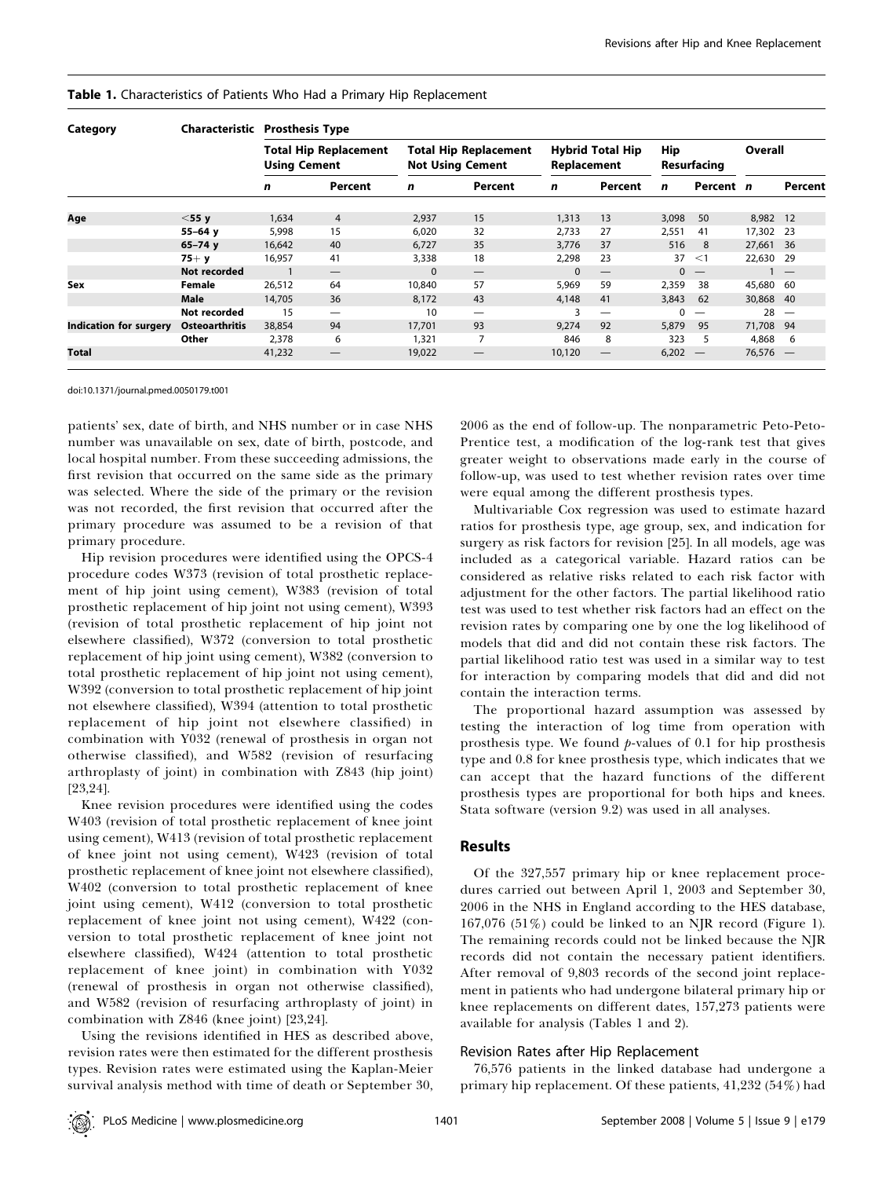**Table 1.** Characteristics of Patients Who Had a Primary Hip Replacement

| Category | Characteristic | Prosthesis Type | | | | | | | | | |
|---|---|---|---|---|---|---|---|---|---|---|---|
| | | Total Hip Replacement Using Cement | | Total Hip Replacement Not Using Cement | | Hybrid Total Hip Replacement | | Hip Resurfacing | | Overall | |
| | | n | Percent | n | Percent | n | Percent | n | Percent | n | Percent |
| **Age** | **<55 y** | 1,634 | 4 | 2,937 | 15 | 1,313 | 13 | 3,098 | 50 | 8,982 | 12 |
| | **55–64 y** | 5,998 | 15 | 6,020 | 32 | 2,733 | 27 | 2,551 | 41 | 17,302 | 23 |
| | **65–74 y** | 16,642 | 40 | 6,727 | 35 | 3,776 | 37 | 516 | 8 | 27,661 | 36 |
| | **75+ y** | 16,957 | 41 | 3,338 | 18 | 2,298 | 23 | 37 | <1 | 22,630 | 29 |
| | **Not recorded** | 1 | — | 0 | — | 0 | — | 0 | — | 1 | — |
| **Sex** | **Female** | 26,512 | 64 | 10,840 | 57 | 5,969 | 59 | 2,359 | 38 | 45,680 | 60 |
| | **Male** | 14,705 | 36 | 8,172 | 43 | 4,148 | 41 | 3,843 | 62 | 30,868 | 40 |
| | **Not recorded** | 15 | — | 10 | — | 3 | — | 0 | — | 28 | — |
| **Indication for surgery** | **Osteoarthritis** | 38,854 | 94 | 17,701 | 93 | 9,274 | 92 | 5,879 | 95 | 71,708 | 94 |
| | **Other** | 2,378 | 6 | 1,321 | 7 | 846 | 8 | 323 | 5 | 4,868 | 6 |
| **Total** | | 41,232 | — | 19,022 | — | 10,120 | — | 6,202 | — | 76,576 | — |

doi:10.1371/journal.pmed.0050179.t001

patients' sex, date of birth, and NHS number or in case NHS number was unavailable on sex, date of birth, postcode, and local hospital number. From these succeeding admissions, the first revision that occurred on the same side as the primary was selected. Where the side of the primary or the revision was not recorded, the first revision that occurred after the primary procedure was assumed to be a revision of that primary procedure.

Hip revision procedures were identified using the OPCS-4 procedure codes W373 (revision of total prosthetic replacement of hip joint using cement), W383 (revision of total prosthetic replacement of hip joint not using cement), W393 (revision of total prosthetic replacement of hip joint not elsewhere classified), W372 (conversion to total prosthetic replacement of hip joint using cement), W382 (conversion to total prosthetic replacement of hip joint not using cement), W392 (conversion to total prosthetic replacement of hip joint not elsewhere classified), W394 (attention to total prosthetic replacement of hip joint not elsewhere classified) in combination with Y032 (renewal of prosthesis in organ not otherwise classified), and W582 (revision of resurfacing arthroplasty of joint) in combination with Z843 (hip joint) [23,24].

Knee revision procedures were identified using the codes W403 (revision of total prosthetic replacement of knee joint using cement), W413 (revision of total prosthetic replacement of knee joint not using cement), W423 (revision of total prosthetic replacement of knee joint not elsewhere classified), W402 (conversion to total prosthetic replacement of knee joint using cement), W412 (conversion to total prosthetic replacement of knee joint not using cement), W422 (conversion to total prosthetic replacement of knee joint not elsewhere classified), W424 (attention to total prosthetic replacement of knee joint) in combination with Y032 (renewal of prosthesis in organ not otherwise classified), and W582 (revision of resurfacing arthroplasty of joint) in combination with Z846 (knee joint) [23,24].

Using the revisions identified in HES as described above, revision rates were then estimated for the different prosthesis types. Revision rates were estimated using the Kaplan-Meier survival analysis method with time of death or September 30, 2006 as the end of follow-up. The nonparametric Peto-Peto-Prentice test, a modification of the log-rank test that gives greater weight to observations made early in the course of follow-up, was used to test whether revision rates over time were equal among the different prosthesis types.

Multivariable Cox regression was used to estimate hazard ratios for prosthesis type, age group, sex, and indication for surgery as risk factors for revision [25]. In all models, age was included as a categorical variable. Hazard ratios can be considered as relative risks related to each risk factor with adjustment for the other factors. The partial likelihood ratio test was used to test whether risk factors had an effect on the revision rates by comparing one by one the log likelihood of models that did and did not contain these risk factors. The partial likelihood ratio test was used in a similar way to test for interaction by comparing models that did and did not contain the interaction terms.

The proportional hazard assumption was assessed by testing the interaction of log time from operation with prosthesis type. We found $p$-values of 0.1 for hip prosthesis type and 0.8 for knee prosthesis type, which indicates that we can accept that the hazard functions of the different prosthesis types are proportional for both hips and knees. Stata software (version 9.2) was used in all analyses.

## Results

Of the 327,557 primary hip or knee replacement procedures carried out between April 1, 2003 and September 30, 2006 in the NHS in England according to the HES database, 167,076 (51%) could be linked to an NJR record (Figure 1). The remaining records could not be linked because the NJR records did not contain the necessary patient identifiers. After removal of 9,803 records of the second joint replacement in patients who had undergone bilateral primary hip or knee replacements on different dates, 157,273 patients were available for analysis (Tables 1 and 2).

### Revision Rates after Hip Replacement

76,576 patients in the linked database had undergone a primary hip replacement. Of these patients, 41,232 (54%) had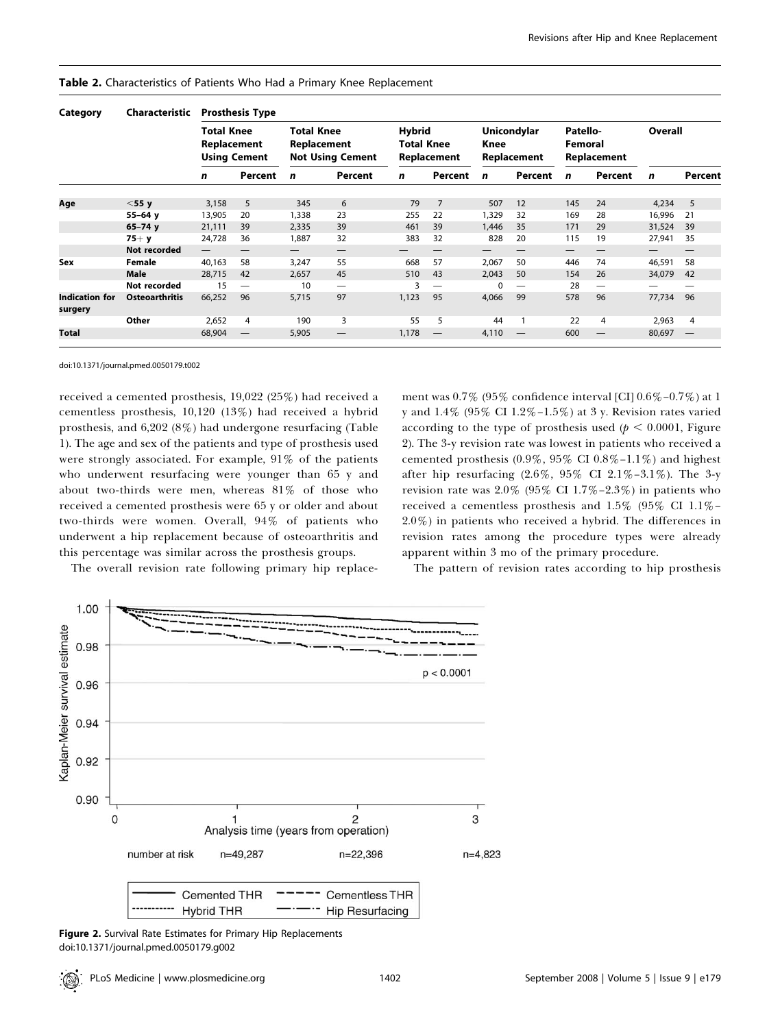**Table 2.** Characteristics of Patients Who Had a Primary Knee Replacement

| Category | Characteristic | Prosthesis Type | | | | | | | | | | | |
|---|---|---|---|---|---|---|---|---|---|---|---|---|---|
| | | Total Knee Replacement Using Cement | | Total Knee Replacement Not Using Cement | | Hybrid Total Knee Replacement | | Unicondylar Knee Replacement | | Patello-Femoral Replacement | | Overall | |
| | | *n* | Percent | *n* | Percent | *n* | Percent | *n* | Percent | *n* | Percent | *n* | Percent |
| **Age** | **<55 y** | 3,158 | 5 | 345 | 6 | 79 | 7 | 507 | 12 | 145 | 24 | 4,234 | 5 |
| | **55–64 y** | 13,905 | 20 | 1,338 | 23 | 255 | 22 | 1,329 | 32 | 169 | 28 | 16,996 | 21 |
| | **65–74 y** | 21,111 | 39 | 2,335 | 39 | 461 | 39 | 1,446 | 35 | 171 | 29 | 31,524 | 39 |
| | **75+ y** | 24,728 | 36 | 1,887 | 32 | 383 | 32 | 828 | 20 | 115 | 19 | 27,941 | 35 |
| | **Not recorded** | — | — | — | — | — | — | — | — | — | — | — | — |
| **Sex** | **Female** | 40,163 | 58 | 3,247 | 55 | 668 | 57 | 2,067 | 50 | 446 | 74 | 46,591 | 58 |
| | **Male** | 28,715 | 42 | 2,657 | 45 | 510 | 43 | 2,043 | 50 | 154 | 26 | 34,079 | 42 |
| | **Not recorded** | 15 | — | 10 | — | 3 | — | 0 | — | 28 | — | — | — |
| **Indication for surgery** | **Osteoarthritis** | 66,252 | 96 | 5,715 | 97 | 1,123 | 95 | 4,066 | 99 | 578 | 96 | 77,734 | 96 |
| | **Other** | 2,652 | 4 | 190 | 3 | 55 | 5 | 44 | 1 | 22 | 4 | 2,963 | 4 |
| **Total** | | 68,904 | — | 5,905 | — | 1,178 | — | 4,110 | — | 600 | — | 80,697 | — |

doi:10.1371/journal.pmed.0050179.t002

received a cemented prosthesis, 19,022 (25%) had received a cementless prosthesis, 10,120 (13%) had received a hybrid prosthesis, and 6,202 (8%) had undergone resurfacing (Table 1). The age and sex of the patients and type of prosthesis used were strongly associated. For example, 91% of the patients who underwent resurfacing were younger than 65 y and about two-thirds were men, whereas 81% of those who received a cemented prosthesis were 65 y or older and about two-thirds were women. Overall, 94% of patients who underwent a hip replacement because of osteoarthritis and this percentage was similar across the prosthesis groups.

The overall revision rate following primary hip replacement was 0.7% (95% confidence interval [CI] 0.6%–0.7%) at 1 y and 1.4% (95% CI 1.2%–1.5%) at 3 y. Revision rates varied according to the type of prosthesis used ($p < 0.0001$, Figure 2). The 3-y revision rate was lowest in patients who received a cemented prosthesis (0.9%, 95% CI 0.8%–1.1%) and highest after hip resurfacing (2.6%, 95% CI 2.1%–3.1%). The 3-y revision rate was 2.0% (95% CI 1.7%–2.3%) in patients who received a cementless prosthesis and 1.5% (95% CI 1.1%–2.0%) in patients who received a hybrid. The differences in revision rates among the procedure types were already apparent within 3 mo of the primary procedure.

The pattern of revision rates according to hip prosthesis

**Figure 2.** Survival Rate Estimates for Primary Hip Replacements
doi:10.1371/journal.pmed.0050179.g002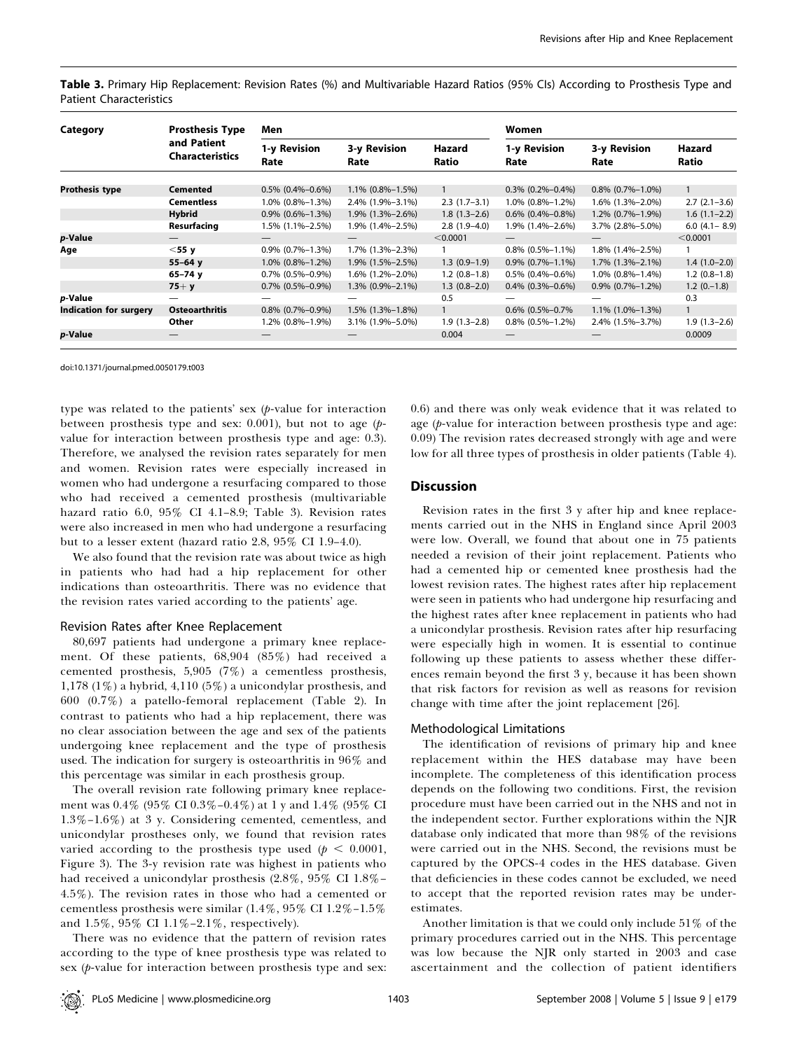**Table 3.** Primary Hip Replacement: Revision Rates (%) and Multivariable Hazard Ratios (95% CIs) According to Prosthesis Type and Patient Characteristics

| Category | Prosthesis Type and Patient Characteristics | Men | | | Women | | |
|---|---|---|---|---|---|---|---|
| | | 1-y Revision Rate | 3-y Revision Rate | Hazard Ratio | 1-y Revision Rate | 3-y Revision Rate | Hazard Ratio |
| **Prothesis type** | **Cemented** | 0.5% (0.4%–0.6%) | 1.1% (0.8%–1.5%) | 1 | 0.3% (0.2%–0.4%) | 0.8% (0.7%–1.0%) | 1 |
| | **Cementless** | 1.0% (0.8%–1.3%) | 2.4% (1.9%–3.1%) | 2.3 (1.7–3.1) | 1.0% (0.8%–1.2%) | 1.6% (1.3%–2.0%) | 2.7 (2.1–3.6) |
| | **Hybrid** | 0.9% (0.6%–1.3%) | 1.9% (1.3%–2.6%) | 1.8 (1.3–2.6) | 0.6% (0.4%–0.8%) | 1.2% (0.7%–1.9%) | 1.6 (1.1–2.2) |
| | **Resurfacing** | 1.5% (1.1%–2.5%) | 1.9% (1.4%–2.5%) | 2.8 (1.9–4.0) | 1.9% (1.4%–2.6%) | 3.7% (2.8%–5.0%) | 6.0 (4.1– 8.9) |
| ***p*-Value** | — | — | — | <0.0001 | — | — | <0.0001 |
| **Age** | **<55 y** | 0.9% (0.7%–1.3%) | 1.7% (1.3%–2.3%) | 1 | 0.8% (0.5%–1.1%) | 1.8% (1.4%–2.5%) | 1 |
| | **55–64 y** | 1.0% (0.8%–1.2%) | 1.9% (1.5%–2.5%) | 1.3 (0.9–1.9) | 0.9% (0.7%–1.1%) | 1.7% (1.3%–2.1%) | 1.4 (1.0–2.0) |
| | **65–74 y** | 0.7% (0.5%–0.9%) | 1.6% (1.2%–2.0%) | 1.2 (0.8–1.8) | 0.5% (0.4%–0.6%) | 1.0% (0.8%–1.4%) | 1.2 (0.8–1.8) |
| | **75+ y** | 0.7% (0.5%–0.9%) | 1.3% (0.9%–2.1%) | 1.3 (0.8–2.0) | 0.4% (0.3%–0.6%) | 0.9% (0.7%–1.2%) | 1.2 (0.–1.8) |
| ***p*-Value** | — | — | — | 0.5 | — | — | 0.3 |
| **Indication for surgery** | **Osteoarthritis** | 0.8% (0.7%–0.9%) | 1.5% (1.3%–1.8%) | 1 | 0.6% (0.5%–0.7% | 1.1% (1.0%–1.3%) | 1 |
| | **Other** | 1.2% (0.8%–1.9%) | 3.1% (1.9%–5.0%) | 1.9 (1.3–2.8) | 0.8% (0.5%–1.2%) | 2.4% (1.5%–3.7%) | 1.9 (1.3–2.6) |
| ***p*-Value** | — | — | — | 0.004 | — | — | 0.0009 |

doi:10.1371/journal.pmed.0050179.t003

type was related to the patients' sex (*p*-value for interaction between prosthesis type and sex: 0.001), but not to age (*p*-value for interaction between prosthesis type and age: 0.3). Therefore, we analysed the revision rates separately for men and women. Revision rates were especially increased in women who had undergone a resurfacing compared to those who had received a cemented prosthesis (multivariable hazard ratio 6.0, 95% CI 4.1–8.9; Table 3). Revision rates were also increased in men who had undergone a resurfacing but to a lesser extent (hazard ratio 2.8, 95% CI 1.9–4.0).

We also found that the revision rate was about twice as high in patients who had had a hip replacement for other indications than osteoarthritis. There was no evidence that the revision rates varied according to the patients' age.

### Revision Rates after Knee Replacement

80,697 patients had undergone a primary knee replacement. Of these patients, 68,904 (85%) had received a cemented prosthesis, 5,905 (7%) a cementless prosthesis, 1,178 (1%) a hybrid, 4,110 (5%) a unicondylar prosthesis, and 600 (0.7%) a patello-femoral replacement (Table 2). In contrast to patients who had a hip replacement, there was no clear association between the age and sex of the patients undergoing knee replacement and the type of prosthesis used. The indication for surgery is osteoarthritis in 96% and this percentage was similar in each prosthesis group.

The overall revision rate following primary knee replacement was 0.4% (95% CI 0.3%–0.4%) at 1 y and 1.4% (95% CI 1.3%–1.6%) at 3 y. Considering cemented, cementless, and unicondylar prostheses only, we found that revision rates varied according to the prosthesis type used ($p < 0.0001$, Figure 3). The 3-y revision rate was highest in patients who had received a unicondylar prosthesis (2.8%, 95% CI 1.8%–4.5%). The revision rates in those who had a cemented or cementless prosthesis were similar (1.4%, 95% CI 1.2%–1.5% and 1.5%, 95% CI 1.1%–2.1%, respectively).

There was no evidence that the pattern of revision rates according to the type of knee prosthesis type was related to sex (*p*-value for interaction between prosthesis type and sex: 0.6) and there was only weak evidence that it was related to age (*p*-value for interaction between prosthesis type and age: 0.09) The revision rates decreased strongly with age and were low for all three types of prosthesis in older patients (Table 4).

## Discussion

Revision rates in the first 3 y after hip and knee replacements carried out in the NHS in England since April 2003 were low. Overall, we found that about one in 75 patients needed a revision of their joint replacement. Patients who had a cemented hip or cemented knee prosthesis had the lowest revision rates. The highest rates after hip replacement were seen in patients who had undergone hip resurfacing and the highest rates after knee replacement in patients who had a unicondylar prosthesis. Revision rates after hip resurfacing were especially high in women. It is essential to continue following up these patients to assess whether these differences remain beyond the first 3 y, because it has been shown that risk factors for revision as well as reasons for revision change with time after the joint replacement [26].

### Methodological Limitations

The identification of revisions of primary hip and knee replacement within the HES database may have been incomplete. The completeness of this identification process depends on the following two conditions. First, the revision procedure must have been carried out in the NHS and not in the independent sector. Further explorations within the NJR database only indicated that more than 98% of the revisions were carried out in the NHS. Second, the revisions must be captured by the OPCS-4 codes in the HES database. Given that deficiencies in these codes cannot be excluded, we need to accept that the reported revision rates may be underestimates.

Another limitation is that we could only include 51% of the primary procedures carried out in the NHS. This percentage was low because the NJR only started in 2003 and case ascertainment and the collection of patient identifiers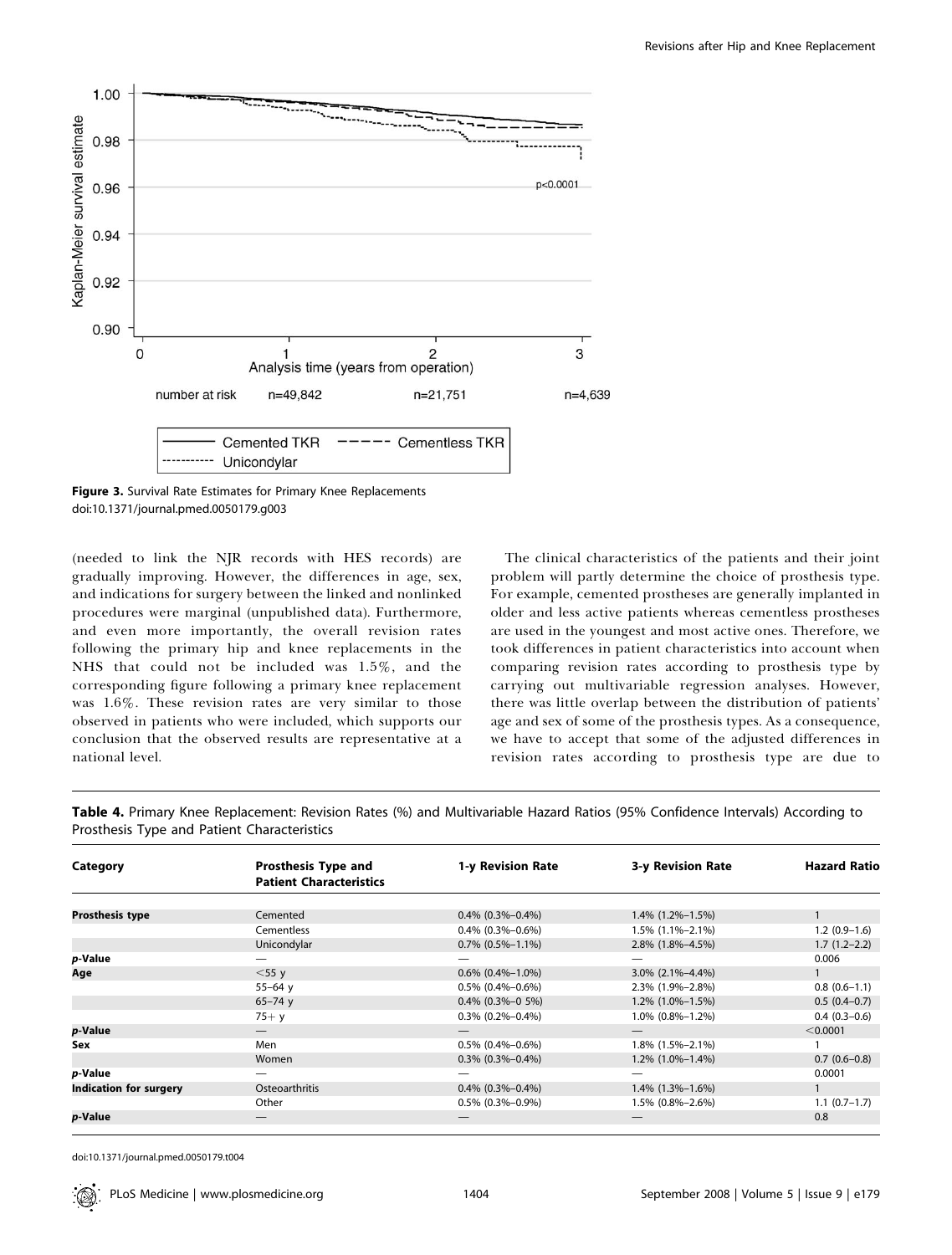Figure 3. Survival Rate Estimates for Primary Knee Replacements

doi:10.1371/journal.pmed.0050179.g003

(needed to link the NJR records with HES records) are gradually improving. However, the differences in age, sex, and indications for surgery between the linked and nonlinked procedures were marginal (unpublished data). Furthermore, and even more importantly, the overall revision rates following the primary hip and knee replacements in the NHS that could not be included was 1.5%, and the corresponding figure following a primary knee replacement was 1.6%. These revision rates are very similar to those observed in patients who were included, which supports our conclusion that the observed results are representative at a national level.

The clinical characteristics of the patients and their joint problem will partly determine the choice of prosthesis type. For example, cemented prostheses are generally implanted in older and less active patients whereas cementless prostheses are used in the youngest and most active ones. Therefore, we took differences in patient characteristics into account when comparing revision rates according to prosthesis type by carrying out multivariable regression analyses. However, there was little overlap between the distribution of patients' age and sex of some of the prosthesis types. As a consequence, we have to accept that some of the adjusted differences in revision rates according to prosthesis type are due to

**Table 4.** Primary Knee Replacement: Revision Rates (%) and Multivariable Hazard Ratios (95% Confidence Intervals) According to Prosthesis Type and Patient Characteristics

| Category | Prosthesis Type and Patient Characteristics | 1-y Revision Rate | 3-y Revision Rate | Hazard Ratio |
|---|---|---|---|---|
| **Prosthesis type** | Cemented | 0.4% (0.3%–0.4%) | 1.4% (1.2%–1.5%) | 1 |
| | Cementless | 0.4% (0.3%–0.6%) | 1.5% (1.1%–2.1%) | 1.2 (0.9–1.6) |
| | Unicondylar | 0.7% (0.5%–1.1%) | 2.8% (1.8%–4.5%) | 1.7 (1.2–2.2) |
| ***p*-Value** | — | — | — | 0.006 |
| **Age** | <55 y | 0.6% (0.4%–1.0%) | 3.0% (2.1%–4.4%) | 1 |
| | 55–64 y | 0.5% (0.4%–0.6%) | 2.3% (1.9%–2.8%) | 0.8 (0.6–1.1) |
| | 65–74 y | 0.4% (0.3%–0 5%) | 1.2% (1.0%–1.5%) | 0.5 (0.4–0.7) |
| | 75+ y | 0.3% (0.2%–0.4%) | 1.0% (0.8%–1.2%) | 0.4 (0.3–0.6) |
| ***p*-Value** | — | — | — | <0.0001 |
| **Sex** | Men | 0.5% (0.4%–0.6%) | 1.8% (1.5%–2.1%) | 1 |
| | Women | 0.3% (0.3%–0.4%) | 1.2% (1.0%–1.4%) | 0.7 (0.6–0.8) |
| ***p*-Value** | — | — | — | 0.0001 |
| **Indication for surgery** | Osteoarthritis | 0.4% (0.3%–0.4%) | 1.4% (1.3%–1.6%) | 1 |
| | Other | 0.5% (0.3%–0.9%) | 1.5% (0.8%–2.6%) | 1.1 (0.7–1.7) |
| ***p*-Value** | — | — | — | 0.8 |

doi:10.1371/journal.pmed.0050179.t004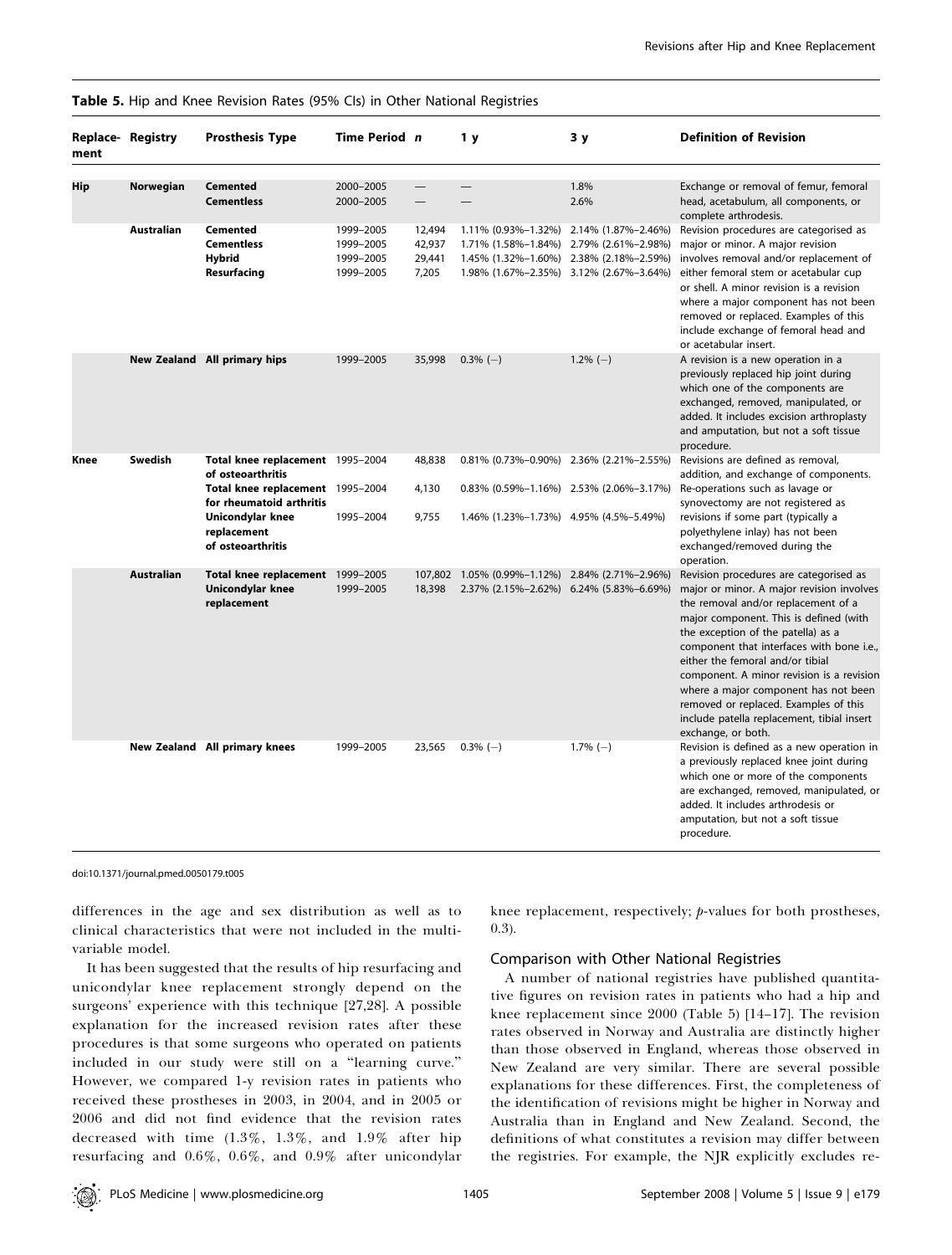**Table 5.** Hip and Knee Revision Rates (95% CIs) in Other National Registries

| Replacement | Registry | Prosthesis Type | Time Period | n | 1 y | 3 y | Definition of Revision |
|---|---|---|---|---|---|---|---|
| Hip | Norwegian | **Cemented** | 2000–2005 | — | — | 1.8% | Exchange or removal of femur, femoral head, acetabulum, all components, or complete arthrodesis. |
| | | **Cementless** | 2000–2005 | — | — | 2.6% | |
| | Australian | **Cemented** | 1999–2005 | 12,494 | 1.11% (0.93%–1.32%) | 2.14% (1.87%–2.46%) | Revision procedures are categorised as major or minor. A major revision involves removal and/or replacement of either femoral stem or acetabular cup or shell. A minor revision is a revision where a major component has not been removed or replaced. Examples of this include exchange of femoral head and or acetabular insert. |
| | | **Cementless** | 1999–2005 | 42,937 | 1.71% (1.58%–1.84%) | 2.79% (2.61%–2.98%) | |
| | | **Hybrid** | 1999–2005 | 29,441 | 1.45% (1.32%–1.60%) | 2.38% (2.18%–2.59%) | |
| | | **Resurfacing** | 1999–2005 | 7,205 | 1.98% (1.67%–2.35%) | 3.12% (2.67%–3.64%) | |
| | New Zealand | **All primary hips** | 1999–2005 | 35,998 | 0.3% (–) | 1.2% (–) | A revision is a new operation in a previously replaced hip joint during which one of the components are exchanged, removed, manipulated, or added. It includes excision arthroplasty and amputation, but not a soft tissue procedure. |
| Knee | Swedish | **Total knee replacement of osteoarthritis** | 1995–2004 | 48,838 | 0.81% (0.73%–0.90%) | 2.36% (2.21%–2.55%) | Revisions are defined as removal, addition, and exchange of components. Re-operations such as lavage or synovectomy are not registered as revisions if some part (typically a polyethylene inlay) has not been exchanged/removed during the operation. |
| | | **Total knee replacement for rheumatoid arthritis** | 1995–2004 | 4,130 | 0.83% (0.59%–1.16%) | 2.53% (2.06%–3.17%) | |
| | | **Unicondylar knee replacement of osteoarthritis** | 1995–2004 | 9,755 | 1.46% (1.23%–1.73%) | 4.95% (4.5%–5.49%) | |
| | Australian | **Total knee replacement** | 1999–2005 | 107,802 | 1.05% (0.99%–1.12%) | 2.84% (2.71%–2.96%) | Revision procedures are categorised as major or minor. A major revision involves the removal and/or replacement of a major component. This is defined (with the exception of the patella) as a component that interfaces with bone i.e., either the femoral and/or tibial component. A minor revision is a revision where a major component has not been removed or replaced. Examples of this include patella replacement, tibial insert exchange, or both. |
| | | **Unicondylar knee replacement** | 1999–2005 | 18,398 | 2.37% (2.15%–2.62%) | 6.24% (5.83%–6.69%) | |
| | New Zealand | **All primary knees** | 1999–2005 | 23,565 | 0.3% (–) | 1.7% (–) | Revision is defined as a new operation in a previously replaced knee joint during which one or more of the components are exchanged, removed, manipulated, or added. It includes arthrodesis or amputation, but not a soft tissue procedure. |

doi:10.1371/journal.pmed.0050179.t005

differences in the age and sex distribution as well as to clinical characteristics that were not included in the multivariable model.

It has been suggested that the results of hip resurfacing and unicondylar knee replacement strongly depend on the surgeons' experience with this technique [27,28]. A possible explanation for the increased revision rates after these procedures is that some surgeons who operated on patients included in our study were still on a "learning curve." However, we compared 1-y revision rates in patients who received these prostheses in 2003, in 2004, and in 2005 or 2006 and did not find evidence that the revision rates decreased with time (1.3%, 1.3%, and 1.9% after hip resurfacing and 0.6%, 0.6%, and 0.9% after unicondylar knee replacement, respectively; $p$-values for both prostheses, 0.3).

### Comparison with Other National Registries

A number of national registries have published quantitative figures on revision rates in patients who had a hip and knee replacement since 2000 (Table 5) [14–17]. The revision rates observed in Norway and Australia are distinctly higher than those observed in England, whereas those observed in New Zealand are very similar. There are several possible explanations for these differences. First, the completeness of the identification of revisions might be higher in Norway and Australia than in England and New Zealand. Second, the definitions of what constitutes a revision may differ between the registries. For example, the NJR explicitly excludes re-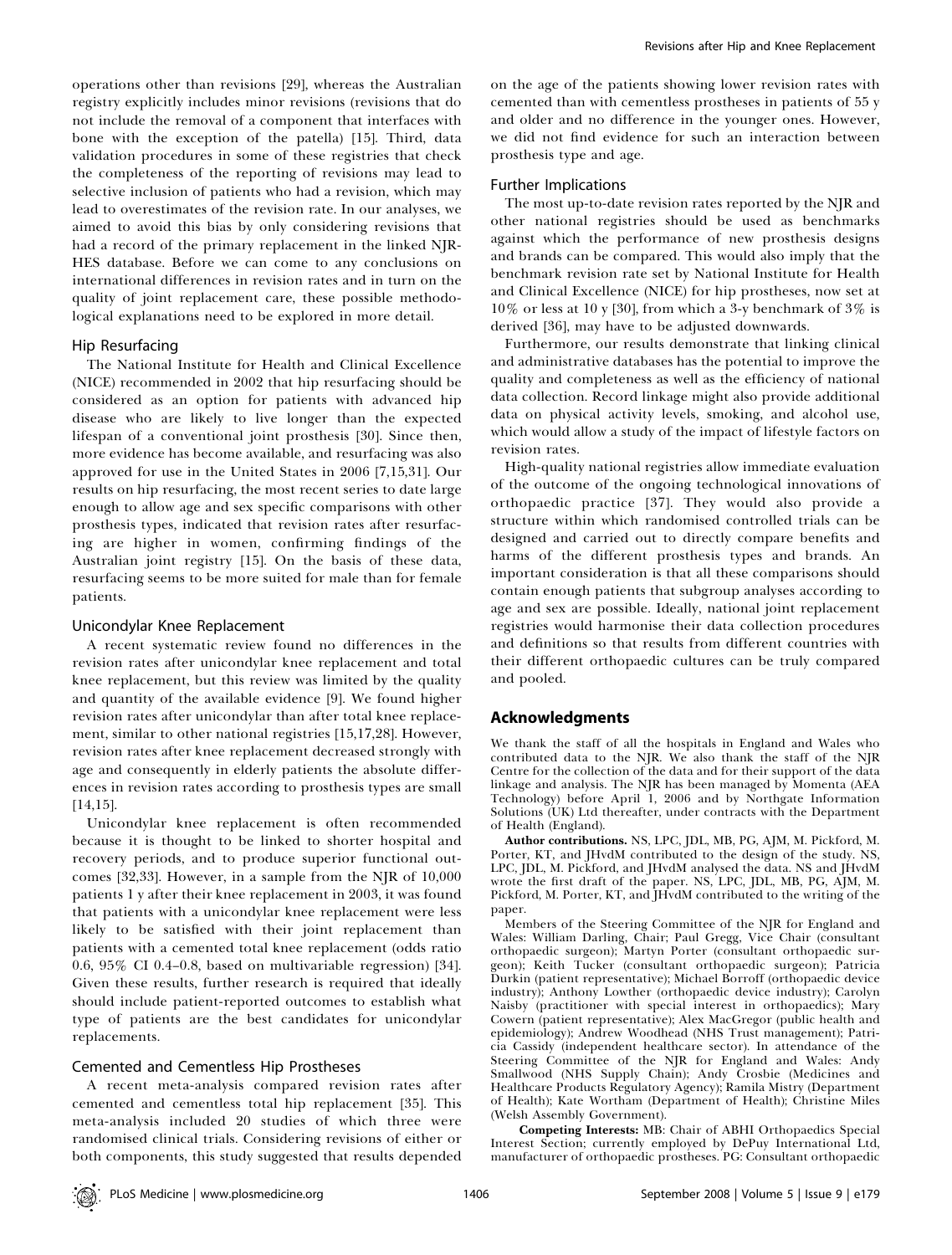operations other than revisions [29], whereas the Australian registry explicitly includes minor revisions (revisions that do not include the removal of a component that interfaces with bone with the exception of the patella) [15]. Third, data validation procedures in some of these registries that check the completeness of the reporting of revisions may lead to selective inclusion of patients who had a revision, which may lead to overestimates of the revision rate. In our analyses, we aimed to avoid this bias by only considering revisions that had a record of the primary replacement in the linked NJR-HES database. Before we can come to any conclusions on international differences in revision rates and in turn on the quality of joint replacement care, these possible methodological explanations need to be explored in more detail.

### Hip Resurfacing

The National Institute for Health and Clinical Excellence (NICE) recommended in 2002 that hip resurfacing should be considered as an option for patients with advanced hip disease who are likely to live longer than the expected lifespan of a conventional joint prosthesis [30]. Since then, more evidence has become available, and resurfacing was also approved for use in the United States in 2006 [7,15,31]. Our results on hip resurfacing, the most recent series to date large enough to allow age and sex specific comparisons with other prosthesis types, indicated that revision rates after resurfacing are higher in women, confirming findings of the Australian joint registry [15]. On the basis of these data, resurfacing seems to be more suited for male than for female patients.

### Unicondylar Knee Replacement

A recent systematic review found no differences in the revision rates after unicondylar knee replacement and total knee replacement, but this review was limited by the quality and quantity of the available evidence [9]. We found higher revision rates after unicondylar than after total knee replacement, similar to other national registries [15,17,28]. However, revision rates after knee replacement decreased strongly with age and consequently in elderly patients the absolute differences in revision rates according to prosthesis types are small [14,15].

Unicondylar knee replacement is often recommended because it is thought to be linked to shorter hospital and recovery periods, and to produce superior functional outcomes [32,33]. However, in a sample from the NJR of 10,000 patients 1 y after their knee replacement in 2003, it was found that patients with a unicondylar knee replacement were less likely to be satisfied with their joint replacement than patients with a cemented total knee replacement (odds ratio 0.6, 95% CI 0.4–0.8, based on multivariable regression) [34]. Given these results, further research is required that ideally should include patient-reported outcomes to establish what type of patients are the best candidates for unicondylar replacements.

### Cemented and Cementless Hip Prostheses

A recent meta-analysis compared revision rates after cemented and cementless total hip replacement [35]. This meta-analysis included 20 studies of which three were randomised clinical trials. Considering revisions of either or both components, this study suggested that results depended on the age of the patients showing lower revision rates with cemented than with cementless prostheses in patients of 55 y and older and no difference in the younger ones. However, we did not find evidence for such an interaction between prosthesis type and age.

### Further Implications

The most up-to-date revision rates reported by the NJR and other national registries should be used as benchmarks against which the performance of new prosthesis designs and brands can be compared. This would also imply that the benchmark revision rate set by National Institute for Health and Clinical Excellence (NICE) for hip prostheses, now set at 10% or less at 10 y [30], from which a 3-y benchmark of 3% is derived [36], may have to be adjusted downwards.

Furthermore, our results demonstrate that linking clinical and administrative databases has the potential to improve the quality and completeness as well as the efficiency of national data collection. Record linkage might also provide additional data on physical activity levels, smoking, and alcohol use, which would allow a study of the impact of lifestyle factors on revision rates.

High-quality national registries allow immediate evaluation of the outcome of the ongoing technological innovations of orthopaedic practice [37]. They would also provide a structure within which randomised controlled trials can be designed and carried out to directly compare benefits and harms of the different prosthesis types and brands. An important consideration is that all these comparisons should contain enough patients that subgroup analyses according to age and sex are possible. Ideally, national joint replacement registries would harmonise their data collection procedures and definitions so that results from different countries with their different orthopaedic cultures can be truly compared and pooled.

## Acknowledgments

We thank the staff of all the hospitals in England and Wales who contributed data to the NJR. We also thank the staff of the NJR Centre for the collection of the data and for their support of the data linkage and analysis. The NJR has been managed by Momenta (AEA Technology) before April 1, 2006 and by Northgate Information Solutions (UK) Ltd thereafter, under contracts with the Department of Health (England).

**Author contributions.** NS, LPC, JDL, MB, PG, AJM, M. Pickford, M. Porter, KT, and JHvdM contributed to the design of the study. NS, LPC, JDL, M. Pickford, and JHvdM analysed the data. NS and JHvdM wrote the first draft of the paper. NS, LPC, JDL, MB, PG, AJM, M. Pickford, M. Porter, KT, and JHvdM contributed to the writing of the paper.

Members of the Steering Committee of the NJR for England and Wales: William Darling, Chair; Paul Gregg, Vice Chair (consultant orthopaedic surgeon); Martyn Porter (consultant orthopaedic surgeon); Keith Tucker (consultant orthopaedic surgeon); Patricia Durkin (patient representative); Michael Borroff (orthopaedic device industry); Anthony Lowther (orthopaedic device industry); Carolyn Naisby (practitioner with special interest in orthopaedics); Mary Cowern (patient representative); Alex MacGregor (public health and epidemiology); Andrew Woodhead (NHS Trust management); Patricia Cassidy (independent healthcare sector). In attendance of the Steering Committee of the NJR for England and Wales: Andy Smallwood (NHS Supply Chain); Andy Crosbie (Medicines and Healthcare Products Regulatory Agency); Ramila Mistry (Department of Health); Kate Wortham (Department of Health); Christine Miles (Welsh Assembly Government).

**Competing Interests:** MB: Chair of ABHI Orthopaedics Special Interest Section; currently employed by DePuy International Ltd, manufacturer of orthopaedic prostheses. PG: Consultant orthopaedic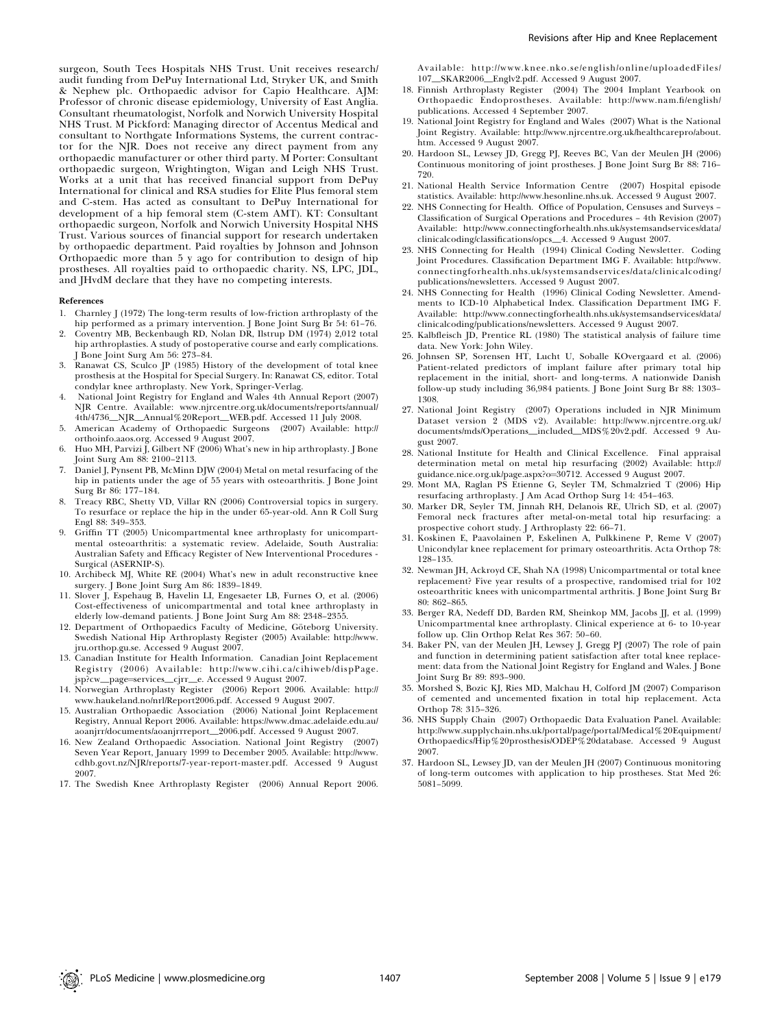surgeon, South Tees Hospitals NHS Trust. Unit receives research/audit funding from DePuy International Ltd, Stryker UK, and Smith & Nephew plc. Orthopaedic advisor for Capio Healthcare. AJM: Professor of chronic disease epidemiology, University of East Anglia. Consultant rheumatologist, Norfolk and Norwich University Hospital NHS Trust. M Pickford: Managing director of Accentus Medical and consultant to Northgate Informations Systems, the current contractor for the NJR. Does not receive any direct payment from any orthopaedic manufacturer or other third party. M Porter: Consultant orthopaedic surgeon, Wrightington, Wigan and Leigh NHS Trust. Works at a unit that has received financial support from DePuy International for clinical and RSA studies for Elite Plus femoral stem and C-stem. Has acted as consultant to DePuy International for development of a hip femoral stem (C-stem AMT). KT: Consultant orthopaedic surgeon, Norfolk and Norwich University Hospital NHS Trust. Various sources of financial support for research undertaken by orthopaedic department. Paid royalties by Johnson and Johnson Orthopaedic more than 5 y ago for contribution to design of hip prostheses. All royalties paid to orthopaedic charity. NS, LPC, JDL, and JHvdM declare that they have no competing interests.

## References

1. Charnley J (1972) The long-term results of low-friction arthroplasty of the hip performed as a primary intervention. J Bone Joint Surg Br 54: 61–76.
2. Coventry MB, Beckenbaugh RD, Nolan DR, Ilstrup DM (1974) 2,012 total hip arthroplasties. A study of postoperative course and early complications. J Bone Joint Surg Am 56: 273–84.
3. Ranawat CS, Sculco JP (1985) History of the development of total knee prosthesis at the Hospital for Special Surgery. In: Ranawat CS, editor. Total condylar knee arthroplasty. New York, Springer-Verlag.
4. National Joint Registry for England and Wales 4th Annual Report (2007) NJR Centre. Available: www.njrcentre.org.uk/documents/reports/annual/4th/4736__NJR__Annual%20Report__WEB.pdf. Accessed 11 July 2008.
5. American Academy of Orthopaedic Surgeons (2007) Available: http://orthoinfo.aaos.org. Accessed 9 August 2007.
6. Huo MH, Parvizi J, Gilbert NF (2006) What's new in hip arthroplasty. J Bone Joint Surg Am 88: 2100–2113.
7. Daniel J, Pynsent PB, McMinn DJW (2004) Metal on metal resurfacing of the hip in patients under the age of 55 years with osteoarthritis. J Bone Joint Surg Br 86: 177–184.
8. Treacy RBC, Shetty VD, Villar RN (2006) Controversial topics in surgery. To resurface or replace the hip in the under 65-year-old. Ann R Coll Surg Engl 88: 349–353.
9. Griffin TT (2005) Unicompartmental knee arthroplasty for unicompartmental osteoarthritis: a systematic review. Adelaide, South Australia: Australian Safety and Efficacy Register of New Interventional Procedures - Surgical (ASERNIP-S).
10. Archibeck MJ, White RE (2004) What's new in adult reconstructive knee surgery. J Bone Joint Surg Am 86: 1839–1849.
11. Slover J, Espehaug B, Havelin LI, Engesaeter LB, Furnes O, et al. (2006) Cost-effectiveness of unicompartmental and total knee arthroplasty in elderly low-demand patients. J Bone Joint Surg Am 88: 2348–2355.
12. Department of Orthopaedics Faculty of Medicine, Göteborg University. Swedish National Hip Arthroplasty Register (2005) Available: http://www.jru.orthop.gu.se. Accessed 9 August 2007.
13. Canadian Institute for Health Information. Canadian Joint Replacement Registry (2006) Available: http://www.cihi.ca/cihiweb/dispPage.jsp?cw__page=services__cjrr__e. Accessed 9 August 2007.
14. Norwegian Arthroplasty Register (2006) Report 2006. Available: http://www.haukeland.no/nrl/Report2006.pdf. Accessed 9 August 2007.
15. Australian Orthopaedic Association (2006) National Joint Replacement Registry, Annual Report 2006. Available: https://www.dmac.adelaide.edu.au/aoanjrr/documents/aoanjrrreport__2006.pdf. Accessed 9 August 2007.
16. New Zealand Orthopaedic Association. National Joint Registry (2007) Seven Year Report, January 1999 to December 2005. Available: http://www.cdhb.govt.nz/NJR/reports/7-year-report-master.pdf. Accessed 9 August 2007.
17. The Swedish Knee Arthroplasty Register (2006) Annual Report 2006. Available: http://www.knee.nko.se/english/online/uploadedFiles/107__SKAR2006__Englv2.pdf. Accessed 9 August 2007.
18. Finnish Arthroplasty Register (2004) The 2004 Implant Yearbook on Orthopaedic Endoprostheses. Available: http://www.nam.fi/english/publications. Accessed 4 September 2007.
19. National Joint Registry for England and Wales (2007) What is the National Joint Registry. Available: http://www.njrcentre.org.uk/healthcarepro/about.htm. Accessed 9 August 2007.
20. Hardoon SL, Lewsey JD, Gregg PJ, Reeves BC, Van der Meulen JH (2006) Continuous monitoring of joint prostheses. J Bone Joint Surg Br 88: 716–720.
21. National Health Service Information Centre (2007) Hospital episode statistics. Available: http://www.hesonline.nhs.uk. Accessed 9 August 2007.
22. NHS Connecting for Health. Office of Population, Censuses and Surveys – Classification of Surgical Operations and Procedures – 4th Revision (2007) Available: http://www.connectingforhealth.nhs.uk/systemsandservices/data/clinicalcoding/classifications/opcs__4. Accessed 9 August 2007.
23. NHS Connecting for Health (1994) Clinical Coding Newsletter. Coding Joint Procedures. Classification Department IMG F. Available: http://www.connectingforhealth.nhs.uk/systemsandservices/data/clinicalcoding/publications/newsletters. Accessed 9 August 2007.
24. NHS Connecting for Health (1996) Clinical Coding Newsletter. Amendments to ICD-10 Alphabetical Index. Classification Department IMG F. Available: http://www.connectingforhealth.nhs.uk/systemsandservices/data/clinicalcoding/publications/newsletters. Accessed 9 August 2007.
25. Kalbfleisch JD, Prentice RL (1980) The statistical analysis of failure time data. New York: John Wiley.
26. Johnsen SP, Sorensen HT, Lucht U, Soballe KOvergaard et al. (2006) Patient-related predictors of implant failure after primary total hip replacement in the initial, short- and long-terms. A nationwide Danish follow-up study including 36,984 patients. J Bone Joint Surg Br 88: 1303–1308.
27. National Joint Registry (2007) Operations included in NJR Minimum Dataset version 2 (MDS v2). Available: http://www.njrcentre.org.uk/documents/mds/Operations__included__MDS%20v2.pdf. Accessed 9 August 2007.
28. National Institute for Health and Clinical Excellence. Final appraisal determination metal on metal hip resurfacing (2002) Available: http://guidance.nice.org.uk/page.aspx?o=30712. Accessed 9 August 2007.
29. Mont MA, Raglan PS Etienne G, Seyler TM, Schmalzried T (2006) Hip resurfacing arthroplasty. J Am Acad Orthop Surg 14: 454–463.
30. Marker DR, Seyler TM, Jinnah RH, Delanois RE, Ulrich SD, et al. (2007) Femoral neck fractures after metal-on-metal total hip resurfacing: a prospective cohort study. J Arthroplasty 22: 66–71.
31. Koskinen E, Paavolainen P, Eskelinen A, Pulkkinene P, Reme V (2007) Unicondylar knee replacement for primary osteoarthritis. Acta Orthop 78: 128–135.
32. Newman JH, Ackroyd CE, Shah NA (1998) Unicompartmental or total knee replacement? Five year results of a prospective, randomised trial for 102 osteoarthritic knees with unicompartmental arthritis. J Bone Joint Surg Br 80: 862–865.
33. Berger RA, Nedeff DD, Barden RM, Sheinkop MM, Jacobs JJ, et al. (1999) Unicompartmental knee arthroplasty. Clinical experience at 6- to 10-year follow up. Clin Orthop Relat Res 367: 50–60.
34. Baker PN, van der Meulen JH, Lewsey J, Gregg PJ (2007) The role of pain and function in determining patient satisfaction after total knee replacement: data from the National Joint Registry for England and Wales. J Bone Joint Surg Br 89: 893–900.
35. Morshed S, Bozic KJ, Ries MD, Malchau H, Colford JM (2007) Comparison of cemented and uncemented fixation in total hip replacement. Acta Orthop 78: 315–326.
36. NHS Supply Chain (2007) Orthopaedic Data Evaluation Panel. Available: http://www.supplychain.nhs.uk/portal/page/portal/Medical%20Equipment/Orthopaedics/Hip%20prosthesis/ODEP%20database. Accessed 9 August 2007.
37. Hardoon SL, Lewsey JD, van der Meulen JH (2007) Continuous monitoring of long-term outcomes with application to hip prostheses. Stat Med 26: 5081–5099.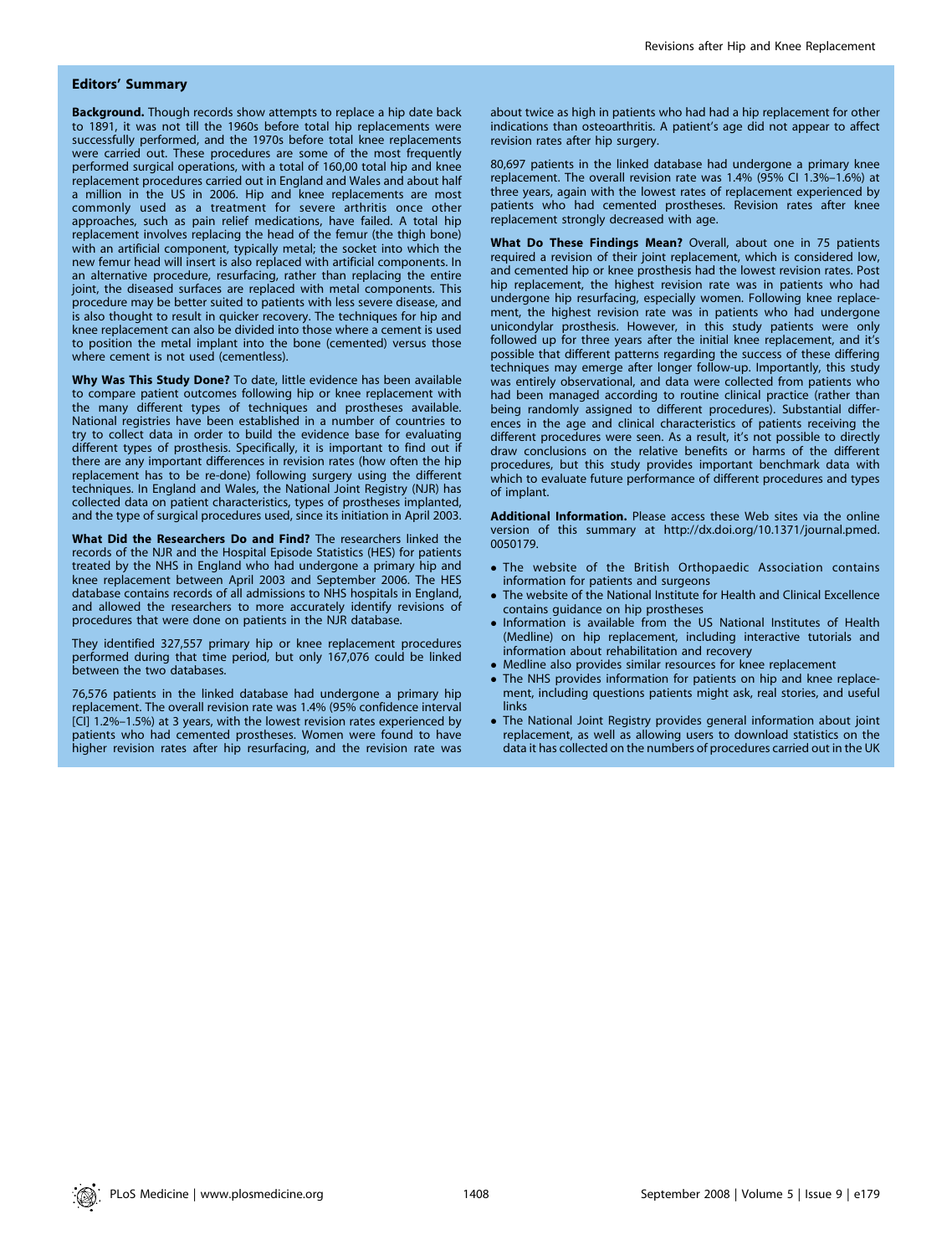## Editors' Summary

**Background.** Though records show attempts to replace a hip date back to 1891, it was not till the 1960s before total hip replacements were successfully performed, and the 1970s before total knee replacements were carried out. These procedures are some of the most frequently performed surgical operations, with a total of 160,00 total hip and knee replacement procedures carried out in England and Wales and about half a million in the US in 2006. Hip and knee replacements are most commonly used as a treatment for severe arthritis once other approaches, such as pain relief medications, have failed. A total hip replacement involves replacing the head of the femur (the thigh bone) with an artificial component, typically metal; the socket into which the new femur head will insert is also replaced with artificial components. In an alternative procedure, resurfacing, rather than replacing the entire joint, the diseased surfaces are replaced with metal components. This procedure may be better suited to patients with less severe disease, and is also thought to result in quicker recovery. The techniques for hip and knee replacement can also be divided into those where a cement is used to position the metal implant into the bone (cemented) versus those where cement is not used (cementless).

**Why Was This Study Done?** To date, little evidence has been available to compare patient outcomes following hip or knee replacement with the many different types of techniques and prostheses available. National registries have been established in a number of countries to try to collect data in order to build the evidence base for evaluating different types of prosthesis. Specifically, it is important to find out if there are any important differences in revision rates (how often the hip replacement has to be re-done) following surgery using the different techniques. In England and Wales, the National Joint Registry (NJR) has collected data on patient characteristics, types of prostheses implanted, and the type of surgical procedures used, since its initiation in April 2003.

**What Did the Researchers Do and Find?** The researchers linked the records of the NJR and the Hospital Episode Statistics (HES) for patients treated by the NHS in England who had undergone a primary hip and knee replacement between April 2003 and September 2006. The HES database contains records of all admissions to NHS hospitals in England, and allowed the researchers to more accurately identify revisions of procedures that were done on patients in the NJR database.

They identified 327,557 primary hip or knee replacement procedures performed during that time period, but only 167,076 could be linked between the two databases.

76,576 patients in the linked database had undergone a primary hip replacement. The overall revision rate was 1.4% (95% confidence interval [CI] 1.2%–1.5%) at 3 years, with the lowest revision rates experienced by patients who had cemented prostheses. Women were found to have higher revision rates after hip resurfacing, and the revision rate was about twice as high in patients who had had a hip replacement for other indications than osteoarthritis. A patient's age did not appear to affect revision rates after hip surgery.

80,697 patients in the linked database had undergone a primary knee replacement. The overall revision rate was 1.4% (95% CI 1.3%–1.6%) at three years, again with the lowest rates of replacement experienced by patients who had cemented prostheses. Revision rates after knee replacement strongly decreased with age.

**What Do These Findings Mean?** Overall, about one in 75 patients required a revision of their joint replacement, which is considered low, and cemented hip or knee prosthesis had the lowest revision rates. Post hip replacement, the highest revision rate was in patients who had undergone hip resurfacing, especially women. Following knee replacement, the highest revision rate was in patients who had undergone unicondylar prosthesis. However, in this study patients were only followed up for three years after the initial knee replacement, and it's possible that different patterns regarding the success of these differing techniques may emerge after longer follow-up. Importantly, this study was entirely observational, and data were collected from patients who had been managed according to routine clinical practice (rather than being randomly assigned to different procedures). Substantial differences in the age and clinical characteristics of patients receiving the different procedures were seen. As a result, it's not possible to directly draw conclusions on the relative benefits or harms of the different procedures, but this study provides important benchmark data with which to evaluate future performance of different procedures and types of implant.

**Additional Information.** Please access these Web sites via the online version of this summary at http://dx.doi.org/10.1371/journal.pmed.0050179.

- The website of the British Orthopaedic Association contains information for patients and surgeons
- The website of the National Institute for Health and Clinical Excellence contains guidance on hip prostheses
- Information is available from the US National Institutes of Health (Medline) on hip replacement, including interactive tutorials and information about rehabilitation and recovery
- Medline also provides similar resources for knee replacement
- The NHS provides information for patients on hip and knee replacement, including questions patients might ask, real stories, and useful links
- The National Joint Registry provides general information about joint replacement, as well as allowing users to download statistics on the data it has collected on the numbers of procedures carried out in the UK